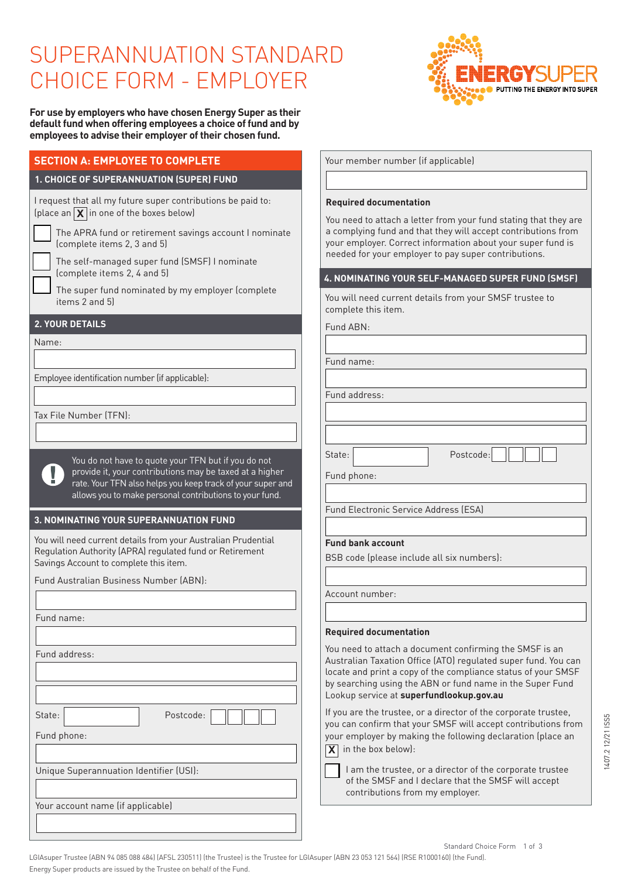# SUPERANNUATION STANDARD CHOICE FORM - EMPLOYER

**For use by employers who have chosen Energy Super as their default fund when offering employees a choice of fund and by employees to advise their employer of their chosen fund.**

## SECTION A: EMPLOYEE TO COMPLETE

### 1. CHOICE OF SUPERANNUATION (SUPER) FUND

I request that all my future super contributions be paid to:
(place an [X] in one of the boxes below)

- [ ] The APRA fund or retirement savings account I nominate (complete items 2, 3 and 5)
- [ ] The self-managed super fund (SMSF) I nominate (complete items 2, 4 and 5)
- [ ] The super fund nominated by my employer (complete items 2 and 5)

### 2. YOUR DETAILS

Name:

Employee identification number (if applicable):

Tax File Number (TFN):

> You do not have to quote your TFN but if you do not provide it, your contributions may be taxed at a higher rate. Your TFN also helps you keep track of your super and allows you to make personal contributions to your fund.

### 3. NOMINATING YOUR SUPERANNUATION FUND

You will need current details from your Australian Prudential Regulation Authority (APRA) regulated fund or Retirement Savings Account to complete this item.

Fund Australian Business Number (ABN):

Fund name:

Fund address:

State: Postcode:

Fund phone:

Unique Superannuation Identifier (USI):

Your account name (if applicable)

Your member number (if applicable)

**Required documentation**

You need to attach a letter from your fund stating that they are a complying fund and that they will accept contributions from your employer. Correct information about your super fund is needed for your employer to pay super contributions.

### 4. NOMINATING YOUR SELF-MANAGED SUPER FUND (SMSF)

You will need current details from your SMSF trustee to complete this item.

Fund ABN:

Fund name:

Fund address:

State: Postcode:

Fund phone:

Fund Electronic Service Address (ESA)

**Fund bank account**

BSB code (please include all six numbers):

Account number:

**Required documentation**

You need to attach a document confirming the SMSF is an Australian Taxation Office (ATO) regulated super fund. You can locate and print a copy of the compliance status of your SMSF by searching using the ABN or fund name in the Super Fund Lookup service at **superfundlookup.gov.au**

If you are the trustee, or a director of the corporate trustee, you can confirm that your SMSF will accept contributions from your employer by making the following declaration (place an [X] in the box below):

- [ ] I am the trustee, or a director of the corporate trustee of the SMSF and I declare that the SMSF will accept contributions from my employer.

LGIAsuper Trustee (ABN 94 085 088 484) (AFSL 230511) (the Trustee) is the Trustee for LGIAsuper (ABN 23 053 121 564) (RSE R1000160) (the Fund).
Energy Super products are issued by the Trustee on behalf of the Fund.

1407.2 12/21 ISS5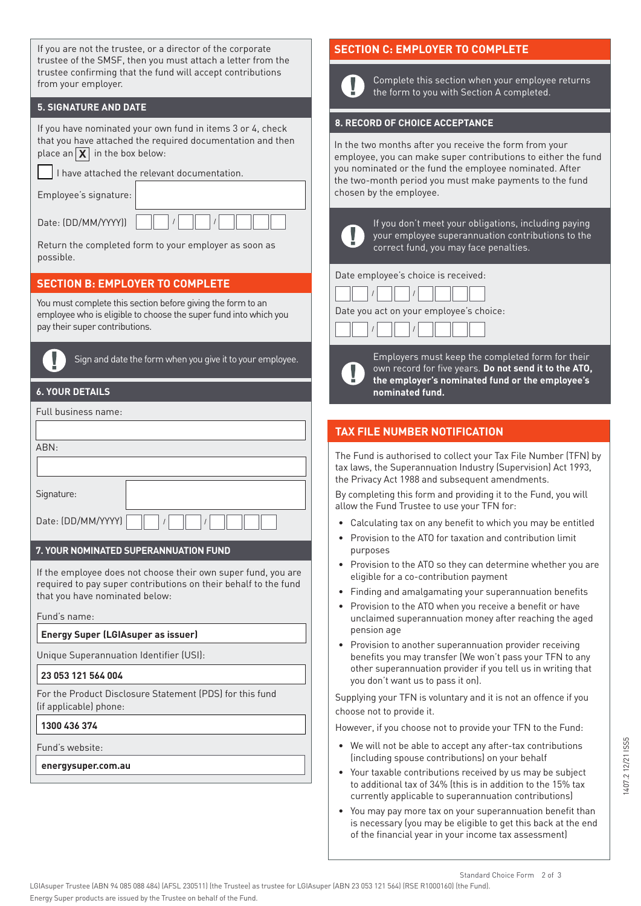If you are not the trustee, or a director of the corporate trustee of the SMSF, then you must attach a letter from the trustee confirming that the fund will accept contributions from your employer.

### 5. SIGNATURE AND DATE

If you have nominated your own fund in items 3 or 4, check that you have attached the required documentation and then place an **X** in the box below:

☐ I have attached the relevant documentation.

Employee's signature: ______________________

Date: (DD/MM/YYYY) __ __ / __ __ / __ __ __ __

Return the completed form to your employer as soon as possible.

## SECTION B: EMPLOYER TO COMPLETE

You must complete this section before giving the form to an employee who is eligible to choose the super fund into which you pay their super contributions.

**!** Sign and date the form when you give it to your employee.

### 6. YOUR DETAILS

Full business name: ______________________

ABN: ______________________

Signature: ______________________

Date: (DD/MM/YYYY) __ __ / __ __ / __ __ __ __

### 7. YOUR NOMINATED SUPERANNUATION FUND

If the employee does not choose their own super fund, you are required to pay super contributions on their behalf to the fund that you have nominated below:

Fund's name:

**Energy Super (LGIAsuper as issuer)**

Unique Superannuation Identifier (USI):

**23 053 121 564 004**

For the Product Disclosure Statement (PDS) for this fund (if applicable) phone:

**1300 436 374**

Fund's website:

**energysuper.com.au**

## SECTION C: EMPLOYER TO COMPLETE

**!** Complete this section when your employee returns the form to you with Section A completed.

### 8. RECORD OF CHOICE ACCEPTANCE

In the two months after you receive the form from your employee, you can make super contributions to either the fund you nominated or the fund the employee nominated. After the two-month period you must make payments to the fund chosen by the employee.

**!** If you don't meet your obligations, including paying your employee superannuation contributions to the correct fund, you may face penalties.

Date employee's choice is received: __ __ / __ __ / __ __ __ __

Date you act on your employee's choice: __ __ / __ __ / __ __ __ __

**!** Employers must keep the completed form for their own record for five years. **Do not send it to the ATO, the employer's nominated fund or the employee's nominated fund.**

## TAX FILE NUMBER NOTIFICATION

The Fund is authorised to collect your Tax File Number (TFN) by tax laws, the Superannuation Industry (Supervision) Act 1993, the Privacy Act 1988 and subsequent amendments.

By completing this form and providing it to the Fund, you will allow the Fund Trustee to use your TFN for:

- Calculating tax on any benefit to which you may be entitled
- Provision to the ATO for taxation and contribution limit purposes
- Provision to the ATO so they can determine whether you are eligible for a co-contribution payment
- Finding and amalgamating your superannuation benefits
- Provision to the ATO when you receive a benefit or have unclaimed superannuation money after reaching the aged pension age
- Provision to another superannuation provider receiving benefits you may transfer (We won't pass your TFN to any other superannuation provider if you tell us in writing that you don't want us to pass it on).

Supplying your TFN is voluntary and it is not an offence if you choose not to provide it.

However, if you choose not to provide your TFN to the Fund:

- We will not be able to accept any after-tax contributions (including spouse contributions) on your behalf
- Your taxable contributions received by us may be subject to additional tax of 34% (this is in addition to the 15% tax currently applicable to superannuation contributions)
- You may pay more tax on your superannuation benefit than is necessary (you may be eligible to get this back at the end of the financial year in your income tax assessment)

1407.2 12/21 ISSS

LGIAsuper Trustee (ABN 94 085 088 484) (AFSL 230511) (the Trustee) as trustee for LGIAsuper (ABN 23 053 121 564) (RSE R1000160) (the Fund).
Energy Super products are issued by the Trustee on behalf of the Fund.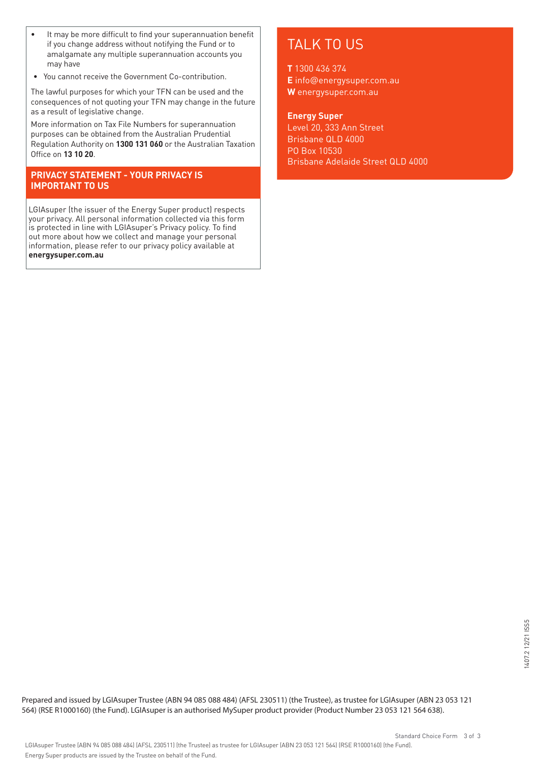- It may be more difficult to find your superannuation benefit if you change address without notifying the Fund or to amalgamate any multiple superannuation accounts you may have
- You cannot receive the Government Co-contribution.

The lawful purposes for which your TFN can be used and the consequences of not quoting your TFN may change in the future as a result of legislative change.

More information on Tax File Numbers for superannuation purposes can be obtained from the Australian Prudential Regulation Authority on **1300 131 060** or the Australian Taxation Office on **13 10 20**.

## PRIVACY STATEMENT - YOUR PRIVACY IS IMPORTANT TO US

LGIAsuper (the issuer of the Energy Super product) respects your privacy. All personal information collected via this form is protected in line with LGIAsuper's Privacy policy. To find out more about how we collect and manage your personal information, please refer to our privacy policy available at **energysuper.com.au**

## TALK TO US

**T** 1300 436 374
**E** info@energysuper.com.au
**W** energysuper.com.au

**Energy Super**
Level 20, 333 Ann Street
Brisbane QLD 4000
PO Box 10530
Brisbane Adelaide Street QLD 4000

1407.2 12/21 ISS5

Prepared and issued by LGIAsuper Trustee (ABN 94 085 088 484) (AFSL 230511) (the Trustee), as trustee for LGIAsuper (ABN 23 053 121 564) (RSE R1000160) (the Fund). LGIAsuper is an authorised MySuper product provider (Product Number 23 053 121 564 638).

LGIAsuper Trustee (ABN 94 085 088 484) (AFSL 230511) (the Trustee) as trustee for LGIAsuper (ABN 23 053 121 564) (RSE R1000160) (the Fund).
Energy Super products are issued by the Trustee on behalf of the Fund.